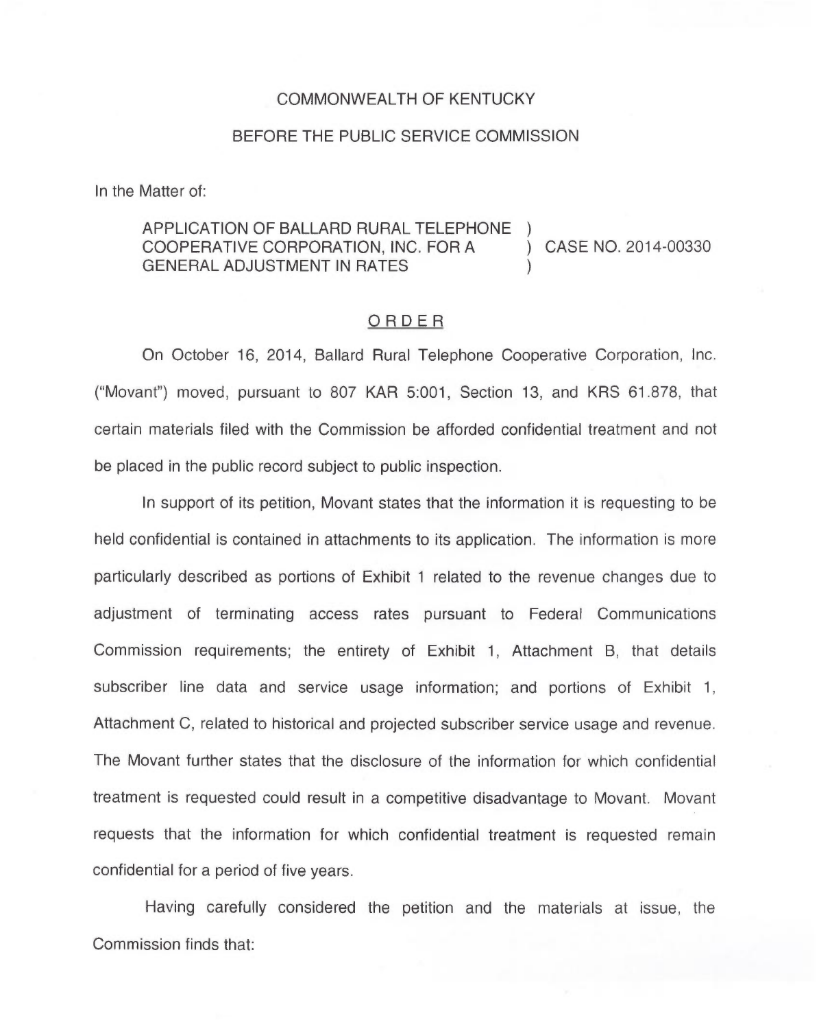COMMONWEALTH OF KENTUCKY

BEFORE THE PUBLIC SERVICE COMMISSION

In the Matter of:

| | | |
|---|---|---|
| APPLICATION OF BALLARD RURAL TELEPHONE COOPERATIVE CORPORATION, INC. FOR A GENERAL ADJUSTMENT IN RATES | ) ) ) | CASE NO. 2014-00330 |

ORDER

On October 16, 2014, Ballard Rural Telephone Cooperative Corporation, Inc. ("Movant") moved, pursuant to 807 KAR 5:001, Section 13, and KRS 61.878, that certain materials filed with the Commission be afforded confidential treatment and not be placed in the public record subject to public inspection.

In support of its petition, Movant states that the information it is requesting to be held confidential is contained in attachments to its application. The information is more particularly described as portions of Exhibit 1 related to the revenue changes due to adjustment of terminating access rates pursuant to Federal Communications Commission requirements; the entirety of Exhibit 1, Attachment B, that details subscriber line data and service usage information; and portions of Exhibit 1, Attachment C, related to historical and projected subscriber service usage and revenue. The Movant further states that the disclosure of the information for which confidential treatment is requested could result in a competitive disadvantage to Movant. Movant requests that the information for which confidential treatment is requested remain confidential for a period of five years.

Having carefully considered the petition and the materials at issue, the Commission finds that: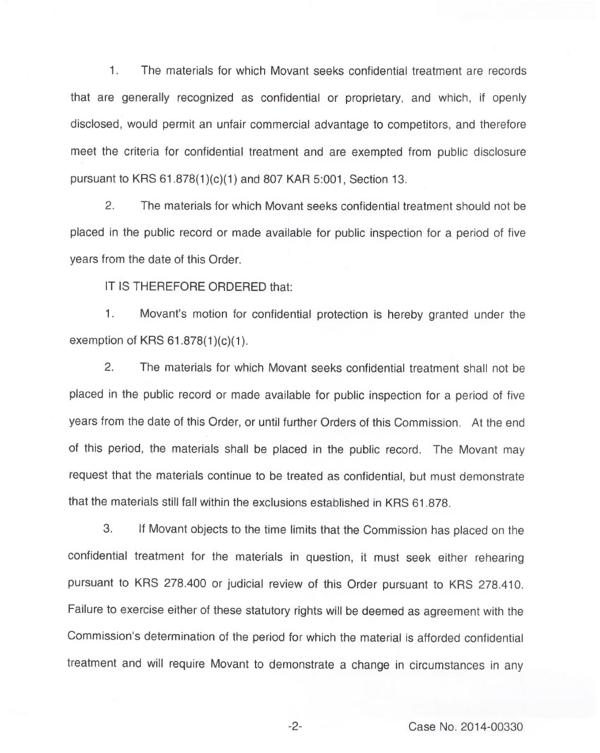1. The materials for which Movant seeks confidential treatment are records that are generally recognized as confidential or proprietary, and which, if openly disclosed, would permit an unfair commercial advantage to competitors, and therefore meet the criteria for confidential treatment and are exempted from public disclosure pursuant to KRS 61.878(1)(c)(1) and 807 KAR 5:001, Section 13.

2. The materials for which Movant seeks confidential treatment should not be placed in the public record or made available for public inspection for a period of five years from the date of this Order.

IT IS THEREFORE ORDERED that:

1. Movant's motion for confidential protection is hereby granted under the exemption of KRS 61.878(1)(c)(1).

2. The materials for which Movant seeks confidential treatment shall not be placed in the public record or made available for public inspection for a period of five years from the date of this Order, or until further Orders of this Commission. At the end of this period, the materials shall be placed in the public record. The Movant may request that the materials continue to be treated as confidential, but must demonstrate that the materials still fall within the exclusions established in KRS 61.878.

3. If Movant objects to the time limits that the Commission has placed on the confidential treatment for the materials in question, it must seek either rehearing pursuant to KRS 278.400 or judicial review of this Order pursuant to KRS 278.410. Failure to exercise either of these statutory rights will be deemed as agreement with the Commission's determination of the period for which the material is afforded confidential treatment and will require Movant to demonstrate a change in circumstances in any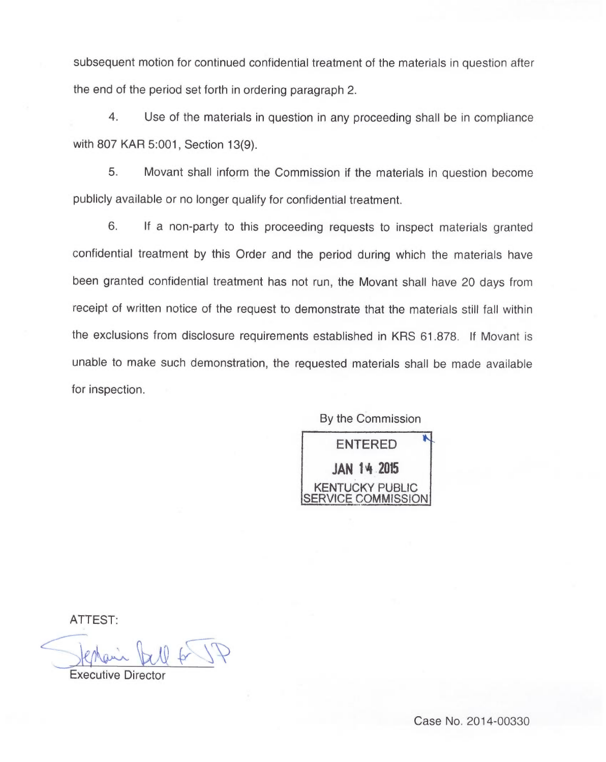subsequent motion for continued confidential treatment of the materials in question after the end of the period set forth in ordering paragraph 2.

4. Use of the materials in question in any proceeding shall be in compliance with 807 KAR 5:001, Section 13(9).

5. Movant shall inform the Commission if the materials in question become publicly available or no longer qualify for confidential treatment.

6. If a non-party to this proceeding requests to inspect materials granted confidential treatment by this Order and the period during which the materials have been granted confidential treatment has not run, the Movant shall have 20 days from receipt of written notice of the request to demonstrate that the materials still fall within the exclusions from disclosure requirements established in KRS 61.878. If Movant is unable to make such demonstration, the requested materials shall be made available for inspection.

By the Commission

ENTERED
JAN 14 2015
KENTUCKY PUBLIC
SERVICE COMMISSION

ATTEST:

Stephanie Bell for JP

Executive Director

Case No. 2014-00330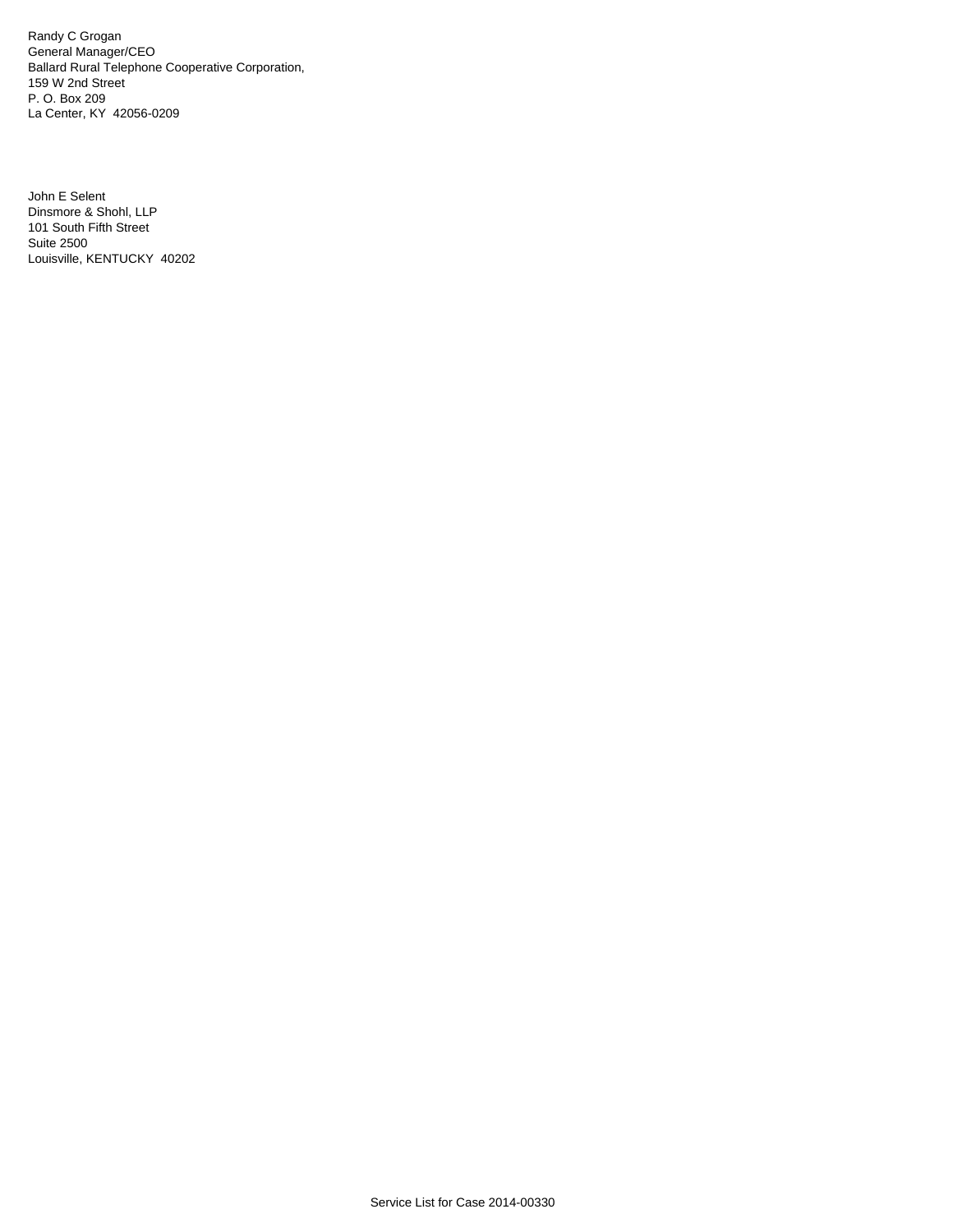Randy C Grogan
General Manager/CEO
Ballard Rural Telephone Cooperative Corporation,
159 W 2nd Street
P. O. Box 209
La Center, KY 42056-0209

John E Selent
Dinsmore & Shohl, LLP
101 South Fifth Street
Suite 2500
Louisville, KENTUCKY 40202

Service List for Case 2014-00330